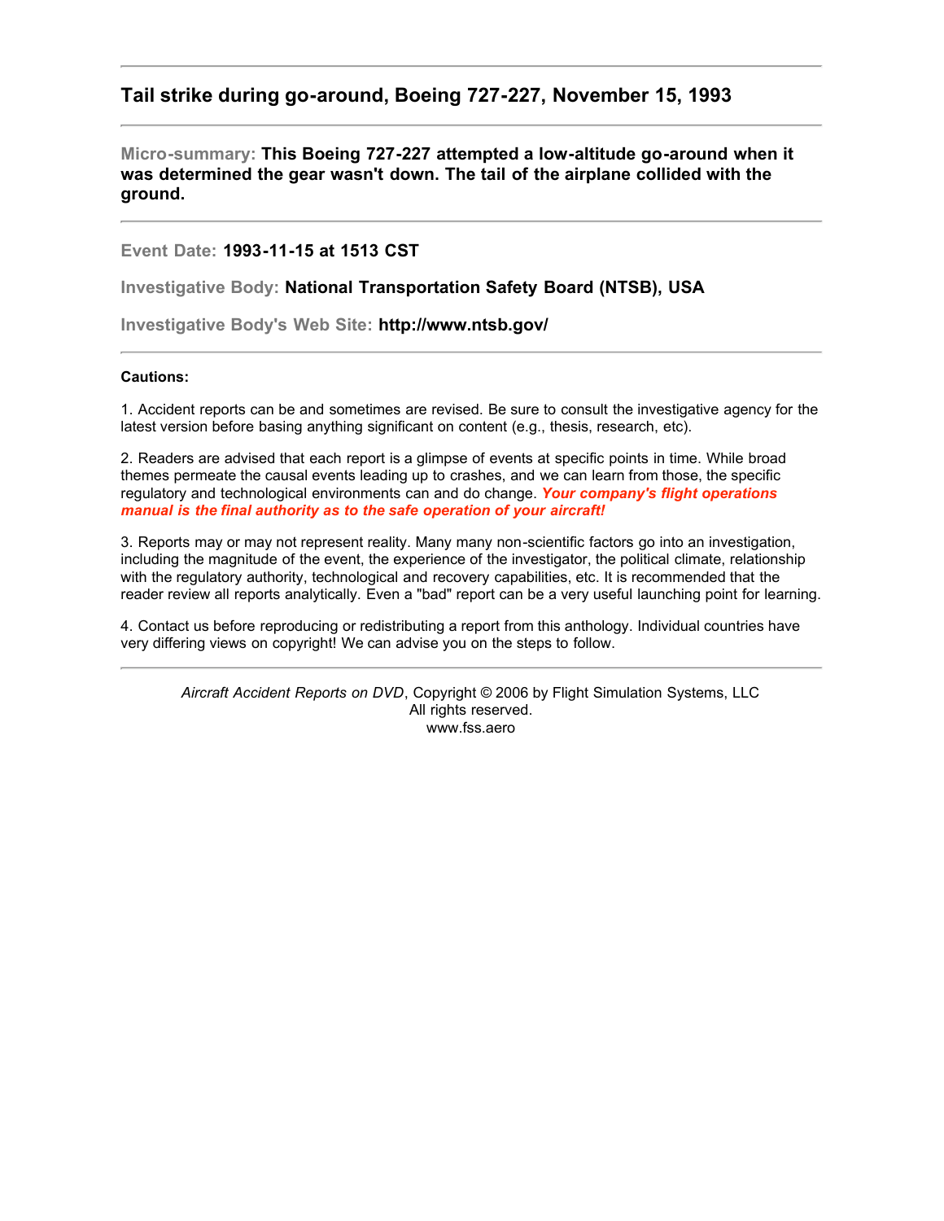## Tail strike during go-around, Boeing 727-227, November 15, 1993

---

**Micro-summary: This Boeing 727-227 attempted a low-altitude go-around when it was determined the gear wasn't down. The tail of the airplane collided with the ground.**

---

**Event Date: 1993-11-15 at 1513 CST**

**Investigative Body: National Transportation Safety Board (NTSB), USA**

**Investigative Body's Web Site: http://www.ntsb.gov/**

---

**Cautions:**

1. Accident reports can be and sometimes are revised. Be sure to consult the investigative agency for the latest version before basing anything significant on content (e.g., thesis, research, etc).

2. Readers are advised that each report is a glimpse of events at specific points in time. While broad themes permeate the causal events leading up to crashes, and we can learn from those, the specific regulatory and technological environments can and do change. ***Your company's flight operations manual is the final authority as to the safe operation of your aircraft!***

3. Reports may or may not represent reality. Many many non-scientific factors go into an investigation, including the magnitude of the event, the experience of the investigator, the political climate, relationship with the regulatory authority, technological and recovery capabilities, etc. It is recommended that the reader review all reports analytically. Even a "bad" report can be a very useful launching point for learning.

4. Contact us before reproducing or redistributing a report from this anthology. Individual countries have very differing views on copyright! We can advise you on the steps to follow.

---

*Aircraft Accident Reports on DVD*, Copyright © 2006 by Flight Simulation Systems, LLC
All rights reserved.
www.fss.aero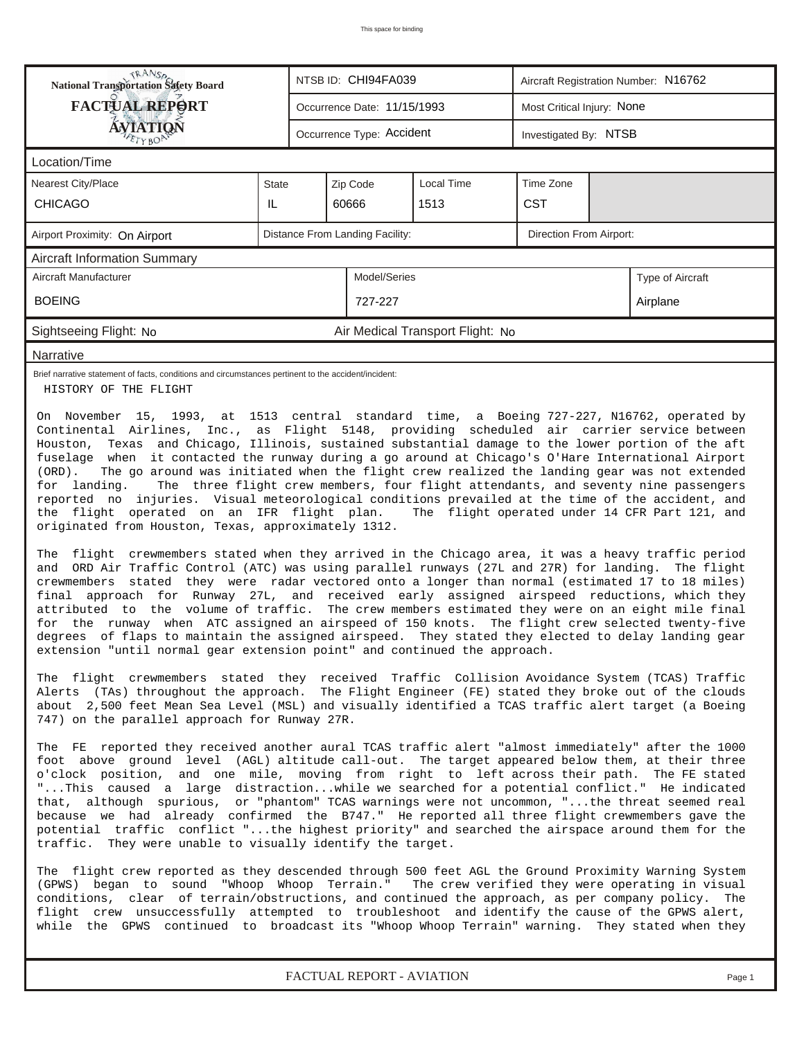| National Transportation Safety Board FACTUAL REPORT AVIATION | NTSB ID: CHI94FA039 | | | Aircraft Registration Number: N16762 | |
|---|---|---|---|---|---|
| | Occurrence Date: 11/15/1993 | | | Most Critical Injury: None | |
| | Occurrence Type: Accident | | | Investigated By: NTSB | |

## Location/Time

| Nearest City/Place | State | Zip Code | Local Time | Time Zone |
|---|---|---|---|---|
| CHICAGO | IL | 60666 | 1513 | CST |

| Airport Proximity: On Airport | Distance From Landing Facility: | Direction From Airport: |
|---|---|---|

## Aircraft Information Summary

| Aircraft Manufacturer | Model/Series | Type of Aircraft |
|---|---|---|
| BOEING | 727-227 | Airplane |

Sightseeing Flight: No | Air Medical Transport Flight: No

## Narrative

Brief narrative statement of facts, conditions and circumstances pertinent to the accident/incident:

HISTORY OF THE FLIGHT

On November 15, 1993, at 1513 central standard time, a Boeing 727-227, N16762, operated by Continental Airlines, Inc., as Flight 5148, providing scheduled air carrier service between Houston, Texas and Chicago, Illinois, sustained substantial damage to the lower portion of the aft fuselage when it contacted the runway during a go around at Chicago's O'Hare International Airport (ORD). The go around was initiated when the flight crew realized the landing gear was not extended for landing. The three flight crew members, four flight attendants, and seventy nine passengers reported no injuries. Visual meteorological conditions prevailed at the time of the accident, and the flight operated on an IFR flight plan. The flight operated under 14 CFR Part 121, and originated from Houston, Texas, approximately 1312.

The flight crewmembers stated when they arrived in the Chicago area, it was a heavy traffic period and ORD Air Traffic Control (ATC) was using parallel runways (27L and 27R) for landing. The flight crewmembers stated they were radar vectored onto a longer than normal (estimated 17 to 18 miles) final approach for Runway 27L, and received early assigned airspeed reductions, which they attributed to the volume of traffic. The crew members estimated they were on an eight mile final for the runway when ATC assigned an airspeed of 150 knots. The flight crew selected twenty-five degrees of flaps to maintain the assigned airspeed. They stated they elected to delay landing gear extension "until normal gear extension point" and continued the approach.

The flight crewmembers stated they received Traffic Collision Avoidance System (TCAS) Traffic Alerts (TAs) throughout the approach. The Flight Engineer (FE) stated they broke out of the clouds about 2,500 feet Mean Sea Level (MSL) and visually identified a TCAS traffic alert target (a Boeing 747) on the parallel approach for Runway 27R.

The FE reported they received another aural TCAS traffic alert "almost immediately" after the 1000 foot above ground level (AGL) altitude call-out. The target appeared below them, at their three o'clock position, and one mile, moving from right to left across their path. The FE stated "...This caused a large distraction...while we searched for a potential conflict." He indicated that, although spurious, or "phantom" TCAS warnings were not uncommon, "...the threat seemed real because we had already confirmed the B747." He reported all three flight crewmembers gave the potential traffic conflict "...the highest priority" and searched the airspace around them for the traffic. They were unable to visually identify the target.

The flight crew reported as they descended through 500 feet AGL the Ground Proximity Warning System (GPWS) began to sound "Whoop Whoop Terrain." The crew verified they were operating in visual conditions, clear of terrain/obstructions, and continued the approach, as per company policy. The flight crew unsuccessfully attempted to troubleshoot and identify the cause of the GPWS alert, while the GPWS continued to broadcast its "Whoop Whoop Terrain" warning. They stated when they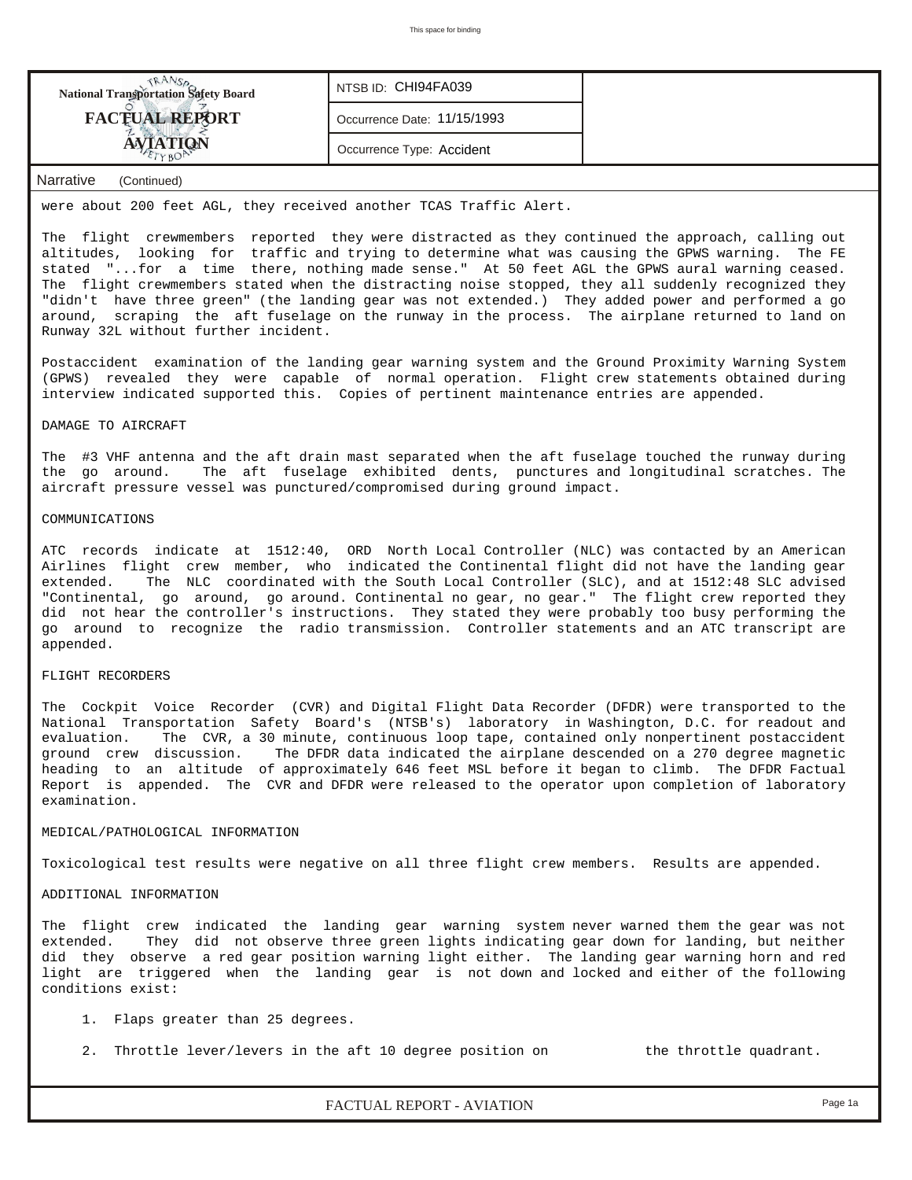**National Transportation Safety Board**
**FACTUAL REPORT**
**AVIATION**

NTSB ID: CHI94FA039

Occurrence Date: 11/15/1993

Occurrence Type: Accident

Narrative (Continued)

were about 200 feet AGL, they received another TCAS Traffic Alert.

The flight crewmembers reported they were distracted as they continued the approach, calling out altitudes, looking for traffic and trying to determine what was causing the GPWS warning. The FE stated "...for a time there, nothing made sense." At 50 feet AGL the GPWS aural warning ceased. The flight crewmembers stated when the distracting noise stopped, they all suddenly recognized they "didn't have three green" (the landing gear was not extended.) They added power and performed a go around, scraping the aft fuselage on the runway in the process. The airplane returned to land on Runway 32L without further incident.

Postaccident examination of the landing gear warning system and the Ground Proximity Warning System (GPWS) revealed they were capable of normal operation. Flight crew statements obtained during interview indicated supported this. Copies of pertinent maintenance entries are appended.

DAMAGE TO AIRCRAFT

The #3 VHF antenna and the aft drain mast separated when the aft fuselage touched the runway during the go around. The aft fuselage exhibited dents, punctures and longitudinal scratches. The aircraft pressure vessel was punctured/compromised during ground impact.

COMMUNICATIONS

ATC records indicate at 1512:40, ORD North Local Controller (NLC) was contacted by an American Airlines flight crew member, who indicated the Continental flight did not have the landing gear extended. The NLC coordinated with the South Local Controller (SLC), and at 1512:48 SLC advised "Continental, go around, go around. Continental no gear, no gear." The flight crew reported they did not hear the controller's instructions. They stated they were probably too busy performing the go around to recognize the radio transmission. Controller statements and an ATC transcript are appended.

FLIGHT RECORDERS

The Cockpit Voice Recorder (CVR) and Digital Flight Data Recorder (DFDR) were transported to the National Transportation Safety Board's (NTSB's) laboratory in Washington, D.C. for readout and evaluation. The CVR, a 30 minute, continuous loop tape, contained only nonpertinent postaccident ground crew discussion. The DFDR data indicated the airplane descended on a 270 degree magnetic heading to an altitude of approximately 646 feet MSL before it began to climb. The DFDR Factual Report is appended. The CVR and DFDR were released to the operator upon completion of laboratory examination.

MEDICAL/PATHOLOGICAL INFORMATION

Toxicological test results were negative on all three flight crew members. Results are appended.

ADDITIONAL INFORMATION

The flight crew indicated the landing gear warning system never warned them the gear was not extended. They did not observe three green lights indicating gear down for landing, but neither did they observe a red gear position warning light either. The landing gear warning horn and red light are triggered when the landing gear is not down and locked and either of the following conditions exist:

1. Flaps greater than 25 degrees.

2. Throttle lever/levers in the aft 10 degree position on the throttle quadrant.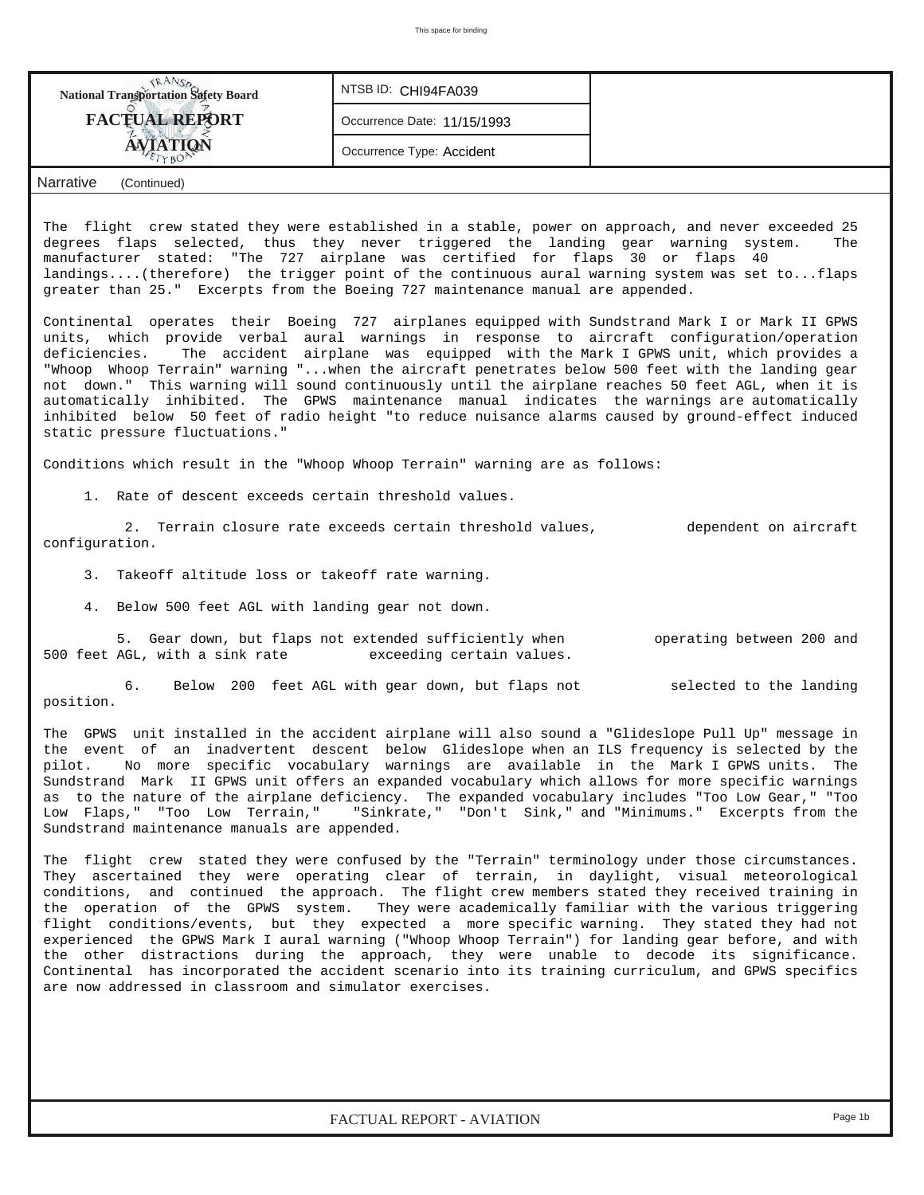**National Transportation Safety Board**

**FACTUAL REPORT**

**AVIATION**

| NTSB ID: CHI94FA039 |
| --- |
| Occurrence Date: 11/15/1993 |
| Occurrence Type: Accident |

**Narrative** (Continued)

The flight crew stated they were established in a stable, power on approach, and never exceeded 25 degrees flaps selected, thus they never triggered the landing gear warning system. The manufacturer stated: "The 727 airplane was certified for flaps 30 or flaps 40 landings....(therefore) the trigger point of the continuous aural warning system was set to...flaps greater than 25." Excerpts from the Boeing 727 maintenance manual are appended.

Continental operates their Boeing 727 airplanes equipped with Sundstrand Mark I or Mark II GPWS units, which provide verbal aural warnings in response to aircraft configuration/operation deficiencies. The accident airplane was equipped with the Mark I GPWS unit, which provides a "Whoop Whoop Terrain" warning "...when the aircraft penetrates below 500 feet with the landing gear not down." This warning will sound continuously until the airplane reaches 50 feet AGL, when it is automatically inhibited. The GPWS maintenance manual indicates the warnings are automatically inhibited below 50 feet of radio height "to reduce nuisance alarms caused by ground-effect induced static pressure fluctuations."

Conditions which result in the "Whoop Whoop Terrain" warning are as follows:

1. Rate of descent exceeds certain threshold values.
2. Terrain closure rate exceeds certain threshold values, dependent on aircraft configuration.
3. Takeoff altitude loss or takeoff rate warning.
4. Below 500 feet AGL with landing gear not down.
5. Gear down, but flaps not extended sufficiently when operating between 200 and 500 feet AGL, with a sink rate exceeding certain values.
6. Below 200 feet AGL with gear down, but flaps not selected to the landing position.

The GPWS unit installed in the accident airplane will also sound a "Glideslope Pull Up" message in the event of an inadvertent descent below Glideslope when an ILS frequency is selected by the pilot. No more specific vocabulary warnings are available in the Mark I GPWS units. The Sundstrand Mark II GPWS unit offers an expanded vocabulary which allows for more specific warnings as to the nature of the airplane deficiency. The expanded vocabulary includes "Too Low Gear," "Too Low Flaps," "Too Low Terrain," "Sinkrate," "Don't Sink," and "Minimums." Excerpts from the Sundstrand maintenance manuals are appended.

The flight crew stated they were confused by the "Terrain" terminology under those circumstances. They ascertained they were operating clear of terrain, in daylight, visual meteorological conditions, and continued the approach. The flight crew members stated they received training in the operation of the GPWS system. They were academically familiar with the various triggering flight conditions/events, but they expected a more specific warning. They stated they had not experienced the GPWS Mark I aural warning ("Whoop Whoop Terrain") for landing gear before, and with the other distractions during the approach, they were unable to decode its significance. Continental has incorporated the accident scenario into its training curriculum, and GPWS specifics are now addressed in classroom and simulator exercises.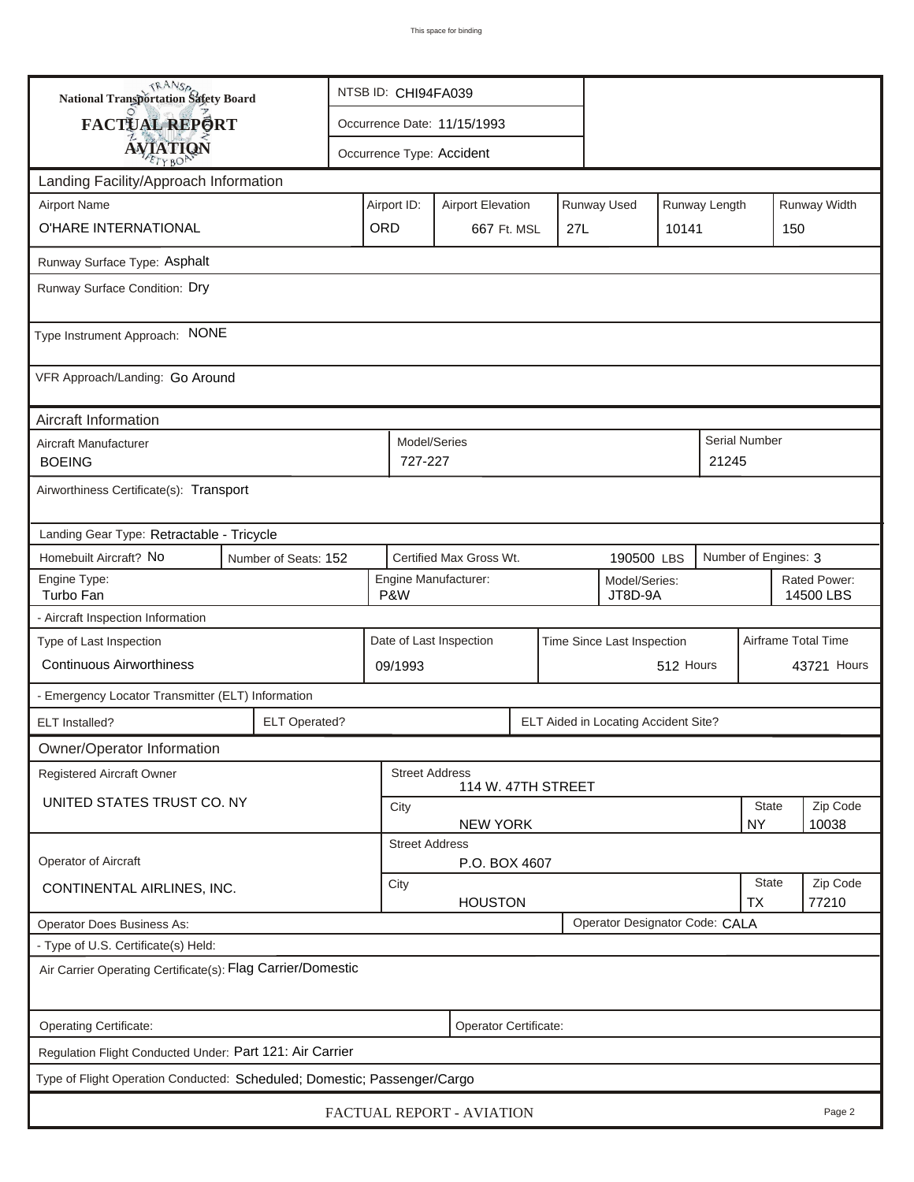This space for binding

**National Transportation Safety Board**
**FACTUAL REPORT**
**AVIATION**

| | |
|---|---|
| NTSB ID: CHI94FA039 | |
| Occurrence Date: 11/15/1993 | |
| Occurrence Type: Accident | |

## Landing Facility/Approach Information

| Airport Name | Airport ID: | Airport Elevation | Runway Used | Runway Length | Runway Width |
|---|---|---|---|---|---|
| O'HARE INTERNATIONAL | ORD | 667 Ft. MSL | 27L | 10141 | 150 |

Runway Surface Type: Asphalt

Runway Surface Condition: Dry

Type Instrument Approach: NONE

VFR Approach/Landing: Go Around

## Aircraft Information

| Aircraft Manufacturer | Model/Series | Serial Number |
|---|---|---|
| BOEING | 727-227 | 21245 |

Airworthiness Certificate(s): Transport

Landing Gear Type: Retractable - Tricycle

| Homebuilt Aircraft? | Number of Seats: | Certified Max Gross Wt. | Number of Engines: |
|---|---|---|---|
| No | 152 | 190500 LBS | 3 |

| Engine Type: | Engine Manufacturer: | Model/Series: | Rated Power: |
|---|---|---|---|
| Turbo Fan | P&W | JT8D-9A | 14500 LBS |

- Aircraft Inspection Information

| Type of Last Inspection | Date of Last Inspection | Time Since Last Inspection | Airframe Total Time |
|---|---|---|---|
| Continuous Airworthiness | 09/1993 | 512 Hours | 43721 Hours |

- Emergency Locator Transmitter (ELT) Information

| ELT Installed? | ELT Operated? | ELT Aided in Locating Accident Site? |
|---|---|---|
| | | |

## Owner/Operator Information

| | Street Address | City | State | Zip Code |
|---|---|---|---|---|
| Registered Aircraft Owner: UNITED STATES TRUST CO. NY | 114 W. 47TH STREET | NEW YORK | NY | 10038 |
| Operator of Aircraft: CONTINENTAL AIRLINES, INC. | P.O. BOX 4607 | HOUSTON | TX | 77210 |

Operator Does Business As:

Operator Designator Code: CALA

- Type of U.S. Certificate(s) Held:

Air Carrier Operating Certificate(s): Flag Carrier/Domestic

Operating Certificate:

Operator Certificate:

Regulation Flight Conducted Under: Part 121: Air Carrier

Type of Flight Operation Conducted: Scheduled; Domestic; Passenger/Cargo

FACTUAL REPORT - AVIATION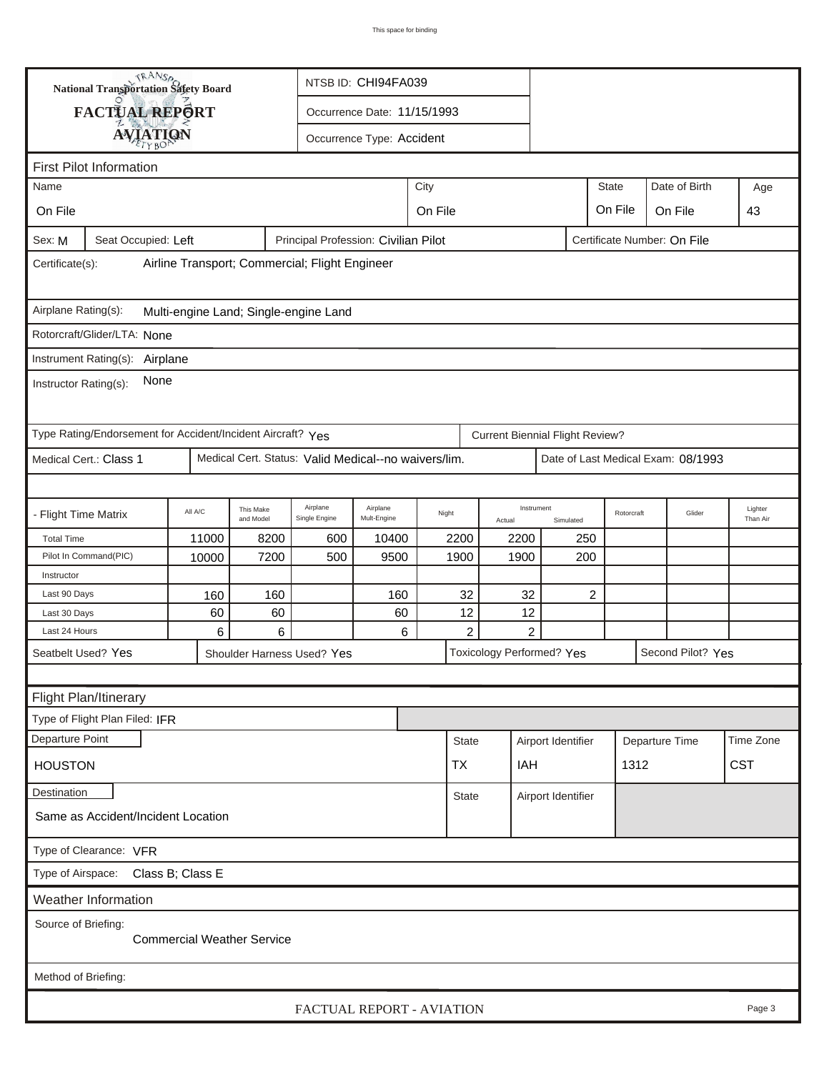This space for binding

**National Transportation Safety Board**

# FACTUAL REPORT
## AVIATION

NTSB ID: CHI94FA039

Occurrence Date: 11/15/1993

Occurrence Type: Accident

### First Pilot Information

| Name | City | State | Date of Birth | Age |
|---|---|---|---|---|
| On File | On File | On File | On File | 43 |

Sex: M | Seat Occupied: Left | Principal Profession: Civilian Pilot | Certificate Number: On File

Certificate(s): Airline Transport; Commercial; Flight Engineer

Airplane Rating(s): Multi-engine Land; Single-engine Land

Rotorcraft/Glider/LTA: None

Instrument Rating(s): Airplane

Instructor Rating(s): None

Type Rating/Endorsement for Accident/Incident Aircraft? Yes | Current Biennial Flight Review?

Medical Cert.: Class 1 | Medical Cert. Status: Valid Medical--no waivers/lim. | Date of Last Medical Exam: 08/1993

| - Flight Time Matrix | All A/C | This Make and Model | Airplane Single Engine | Airplane Mult-Engine | Night | Instrument Actual | Instrument Simulated | Rotorcraft | Glider | Lighter Than Air |
|---|---|---|---|---|---|---|---|---|---|---|
| Total Time | 11000 | 8200 | 600 | 10400 | 2200 | 2200 | 250 | | | |
| Pilot In Command(PIC) | 10000 | 7200 | 500 | 9500 | 1900 | 1900 | 200 | | | |
| Instructor | | | | | | | | | | |
| Last 90 Days | 160 | 160 | | 160 | 32 | 32 | 2 | | | |
| Last 30 Days | 60 | 60 | | 60 | 12 | 12 | | | | |
| Last 24 Hours | 6 | 6 | | 6 | 2 | 2 | | | | |

Seatbelt Used? Yes | Shoulder Harness Used? Yes | Toxicology Performed? Yes | Second Pilot? Yes

### Flight Plan/Itinerary

Type of Flight Plan Filed: IFR

| Departure Point | State | Airport Identifier | Departure Time | Time Zone |
|---|---|---|---|---|
| HOUSTON | TX | IAH | 1312 | CST |

| Destination | State | Airport Identifier |
|---|---|---|
| Same as Accident/Incident Location | | |

Type of Clearance: VFR

Type of Airspace: Class B; Class E

### Weather Information

Source of Briefing: Commercial Weather Service

Method of Briefing:

FACTUAL REPORT - AVIATION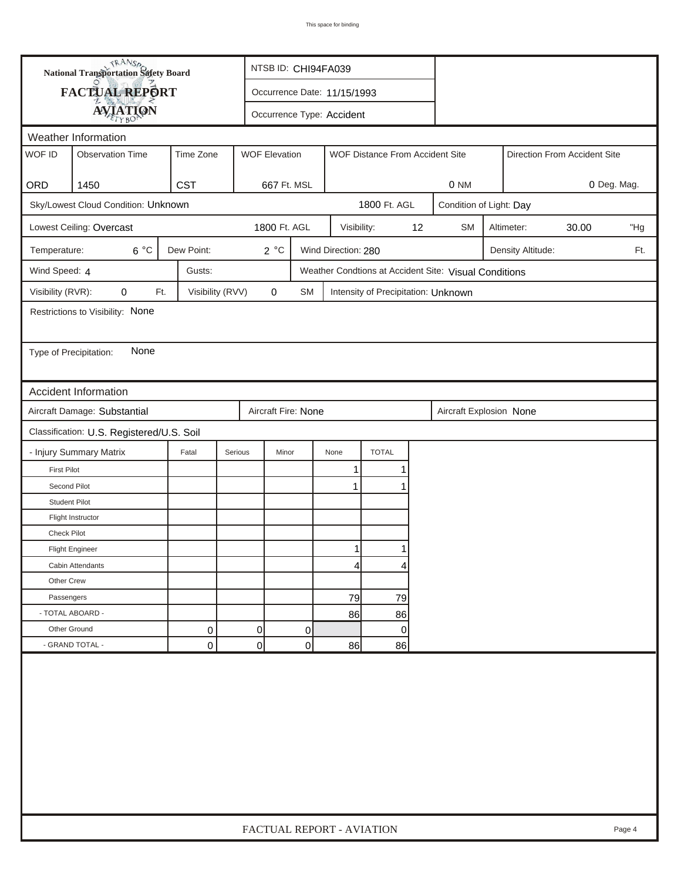# National Transportation Safety Board
## FACTUAL REPORT
## AVIATION

NTSB ID: CHI94FA039

Occurrence Date: 11/15/1993

Occurrence Type: Accident

## Weather Information

| WOF ID | Observation Time | Time Zone | WOF Elevation | WOF Distance From Accident Site | Direction From Accident Site |
|---|---|---|---|---|---|
| ORD | 1450 | CST | 667 Ft. MSL | 0 NM | 0 Deg. Mag. |

Sky/Lowest Cloud Condition: Unknown — 1800 Ft. AGL

Condition of Light: Day

Lowest Ceiling: Overcast — 1800 Ft. AGL

Visibility: 12 SM

Altimeter: 30.00 "Hg

Temperature: 6 °C

Dew Point: 2 °C

Wind Direction: 280

Density Altitude: Ft.

Wind Speed: 4

Gusts:

Weather Condtions at Accident Site: Visual Conditions

Visibility (RVR): 0 Ft.

Visibility (RVV) 0 SM

Intensity of Precipitation: Unknown

Restrictions to Visibility: None

Type of Precipitation: None

## Accident Information

Aircraft Damage: Substantial

Aircraft Fire: None

Aircraft Explosion None

Classification: U.S. Registered/U.S. Soil

| - Injury Summary Matrix | Fatal | Serious | Minor | None | TOTAL |
|---|---|---|---|---|---|
| First Pilot | | | | 1 | 1 |
| Second Pilot | | | | 1 | 1 |
| Student Pilot | | | | | |
| Flight Instructor | | | | | |
| Check Pilot | | | | | |
| Flight Engineer | | | | 1 | 1 |
| Cabin Attendants | | | | 4 | 4 |
| Other Crew | | | | | |
| Passengers | | | | 79 | 79 |
| - TOTAL ABOARD - | | | | 86 | 86 |
| Other Ground | 0 | 0 | 0 | | 0 |
| - GRAND TOTAL - | 0 | 0 | 0 | 86 | 86 |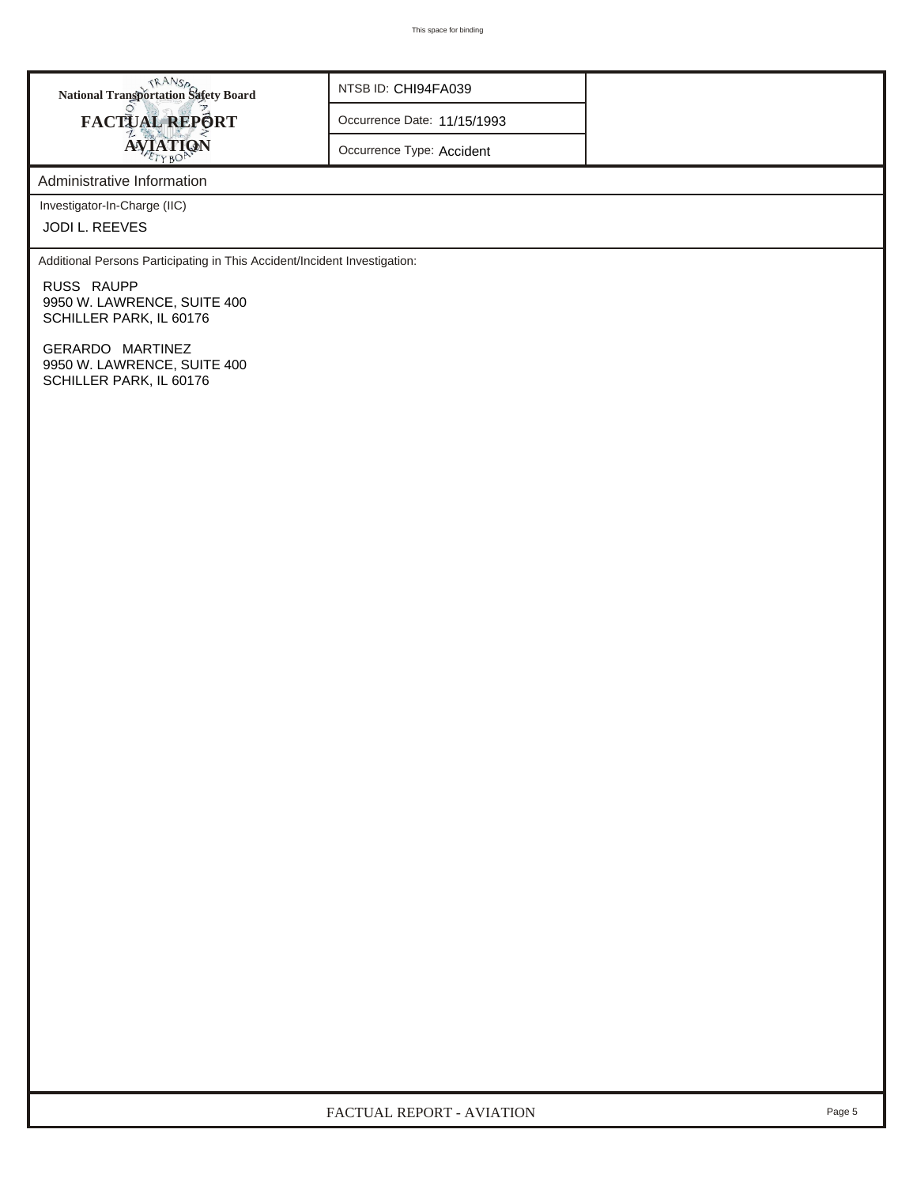**National Transportation Safety Board**

**FACTUAL REPORT**

**AVIATION**

| | |
|---|---|
| NTSB ID: CHI94FA039 | |
| Occurrence Date: 11/15/1993 | |
| Occurrence Type: Accident | |

## Administrative Information

Investigator-In-Charge (IIC)

JODI L. REEVES

Additional Persons Participating in This Accident/Incident Investigation:

RUSS RAUPP
9950 W. LAWRENCE, SUITE 400
SCHILLER PARK, IL 60176

GERARDO MARTINEZ
9950 W. LAWRENCE, SUITE 400
SCHILLER PARK, IL 60176